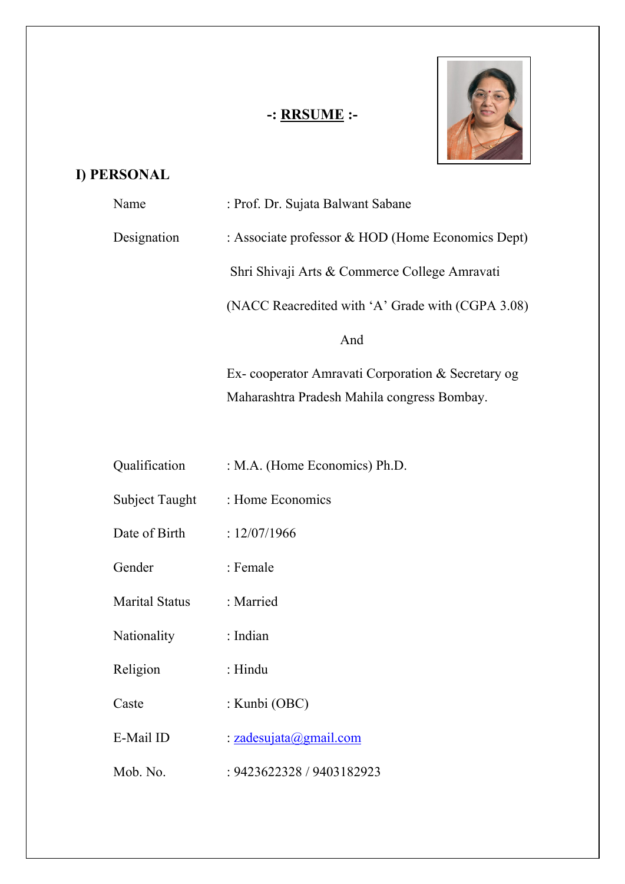# -: RRSUME :-

## I) PERSONAL

| | |
|---|---|
| Name | : Prof. Dr. Sujata Balwant Sabane |
| Designation | : Associate professor & HOD (Home Economics Dept) |
| | Shri Shivaji Arts & Commerce College Amravati |
| | (NACC Reacredited with 'A' Grade with (CGPA 3.08) |
| | And |
| | Ex- cooperator Amravati Corporation & Secretary og Maharashtra Pradesh Mahila congress Bombay. |
| Qualification | : M.A. (Home Economics) Ph.D. |
| Subject Taught | : Home Economics |
| Date of Birth | : 12/07/1966 |
| Gender | : Female |
| Marital Status | : Married |
| Nationality | : Indian |
| Religion | : Hindu |
| Caste | : Kunbi (OBC) |
| E-Mail ID | : zadesujata@gmail.com |
| Mob. No. | : 9423622328 / 9403182923 |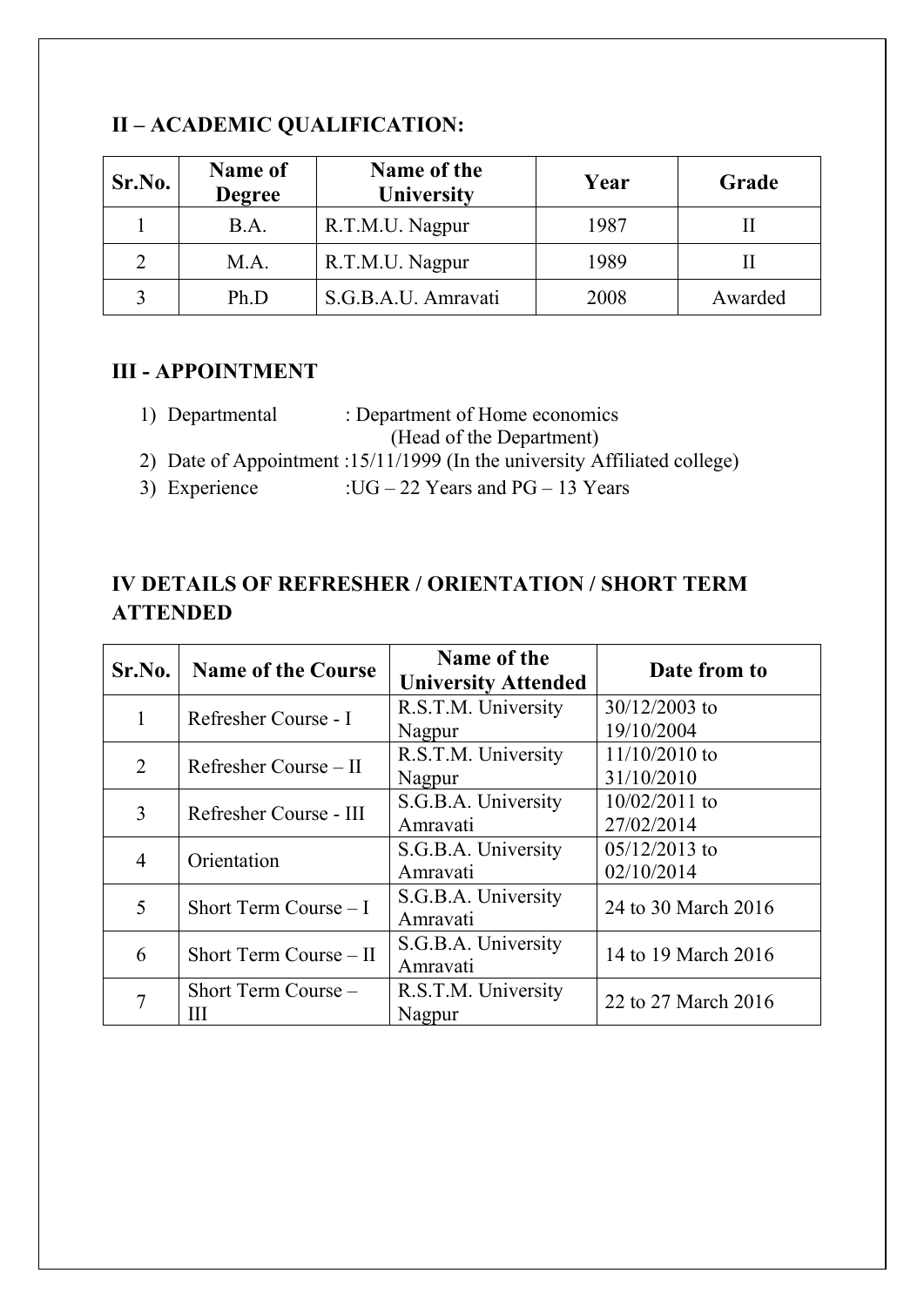## II – ACADEMIC QUALIFICATION:

| Sr.No. | Name of Degree | Name of the University | Year | Grade |
|---|---|---|---|---|
| 1 | B.A. | R.T.M.U. Nagpur | 1987 | II |
| 2 | M.A. | R.T.M.U. Nagpur | 1989 | II |
| 3 | Ph.D | S.G.B.A.U. Amravati | 2008 | Awarded |

## III - APPOINTMENT

1) Departmental : Department of Home economics
   (Head of the Department)
2) Date of Appointment :15/11/1999 (In the university Affiliated college)
3) Experience :UG – 22 Years and PG – 13 Years

## IV DETAILS OF REFRESHER / ORIENTATION / SHORT TERM ATTENDED

| Sr.No. | Name of the Course | Name of the University Attended | Date from to |
|---|---|---|---|
| 1 | Refresher Course - I | R.S.T.M. University Nagpur | 30/12/2003 to 19/10/2004 |
| 2 | Refresher Course – II | R.S.T.M. University Nagpur | 11/10/2010 to 31/10/2010 |
| 3 | Refresher Course - III | S.G.B.A. University Amravati | 10/02/2011 to 27/02/2014 |
| 4 | Orientation | S.G.B.A. University Amravati | 05/12/2013 to 02/10/2014 |
| 5 | Short Term Course – I | S.G.B.A. University Amravati | 24 to 30 March 2016 |
| 6 | Short Term Course – II | S.G.B.A. University Amravati | 14 to 19 March 2016 |
| 7 | Short Term Course – III | R.S.T.M. University Nagpur | 22 to 27 March 2016 |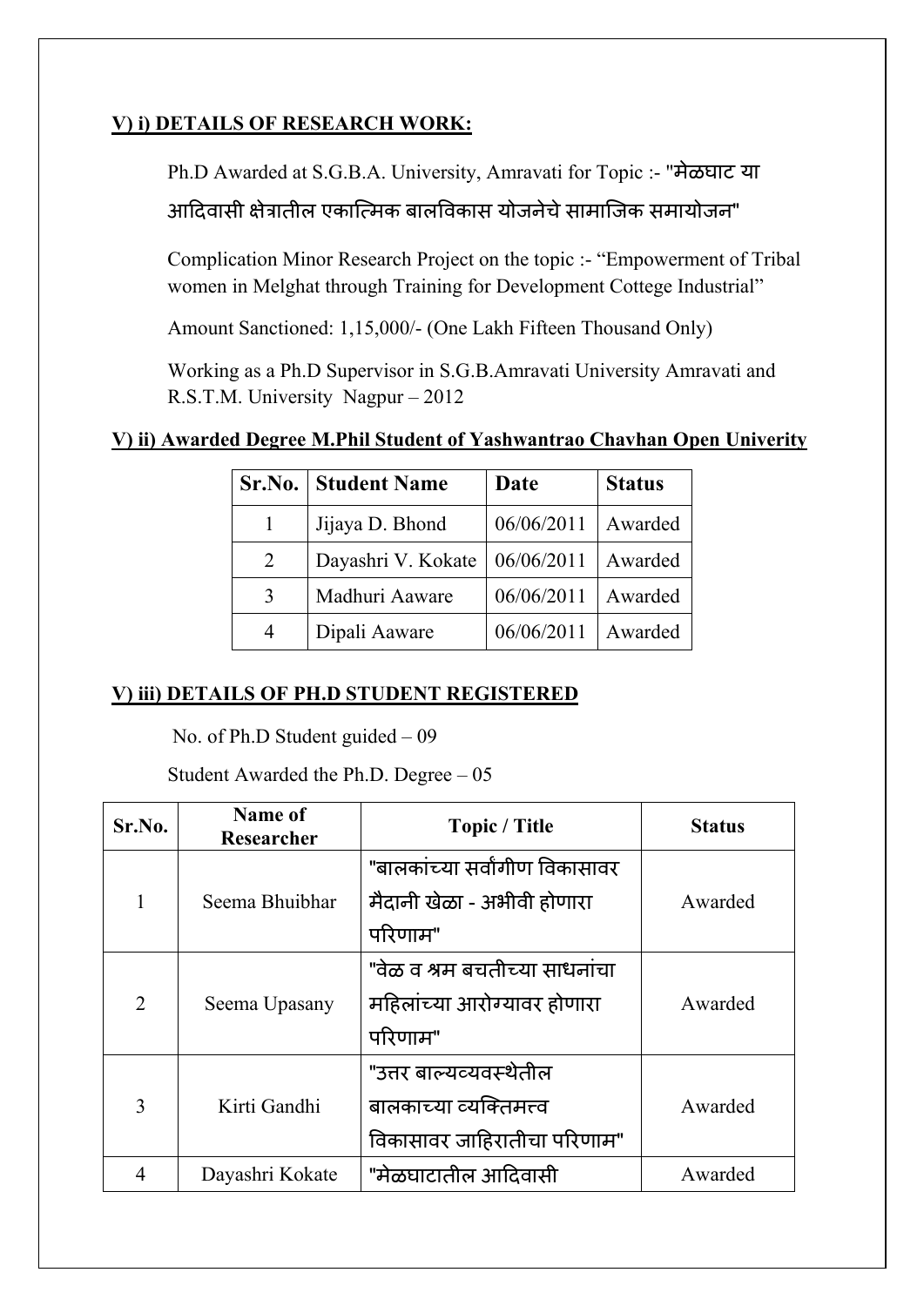**V) i) DETAILS OF RESEARCH WORK:**

Ph.D Awarded at S.G.B.A. University, Amravati for Topic :- "मेळघाट या आदिवासी क्षेत्रातील एकात्मिक बालविकास योजनेचे सामाजिक समायोजन"

Complication Minor Research Project on the topic :- "Empowerment of Tribal women in Melghat through Training for Development Cottege Industrial"

Amount Sanctioned: 1,15,000/- (One Lakh Fifteen Thousand Only)

Working as a Ph.D Supervisor in S.G.B.Amravati University Amravati and R.S.T.M. University Nagpur – 2012

**V) ii) Awarded Degree M.Phil Student of Yashwantrao Chavhan Open Univerity**

| Sr.No. | Student Name | Date | Status |
|---|---|---|---|
| 1 | Jijaya D. Bhond | 06/06/2011 | Awarded |
| 2 | Dayashri V. Kokate | 06/06/2011 | Awarded |
| 3 | Madhuri Aaware | 06/06/2011 | Awarded |
| 4 | Dipali Aaware | 06/06/2011 | Awarded |

**V) iii) DETAILS OF PH.D STUDENT REGISTERED**

No. of Ph.D Student guided – 09

Student Awarded the Ph.D. Degree – 05

| Sr.No. | Name of Researcher | Topic / Title | Status |
|---|---|---|---|
| 1 | Seema Bhuibhar | "बालकांच्या सर्वांगीण विकासावर मैदानी खेळा - अभीवी होणारा परिणाम" | Awarded |
| 2 | Seema Upasany | "वेळ व श्रम बचतीच्या साधनांचा महिलांच्या आरोग्यावर होणारा परिणाम" | Awarded |
| 3 | Kirti Gandhi | "उत्तर बाल्यव्यवस्थेतील बालकाच्या व्यक्तिमत्त्व विकासावर जाहिरातीचा परिणाम" | Awarded |
| 4 | Dayashri Kokate | "मेळघाटातील आदिवासी | Awarded |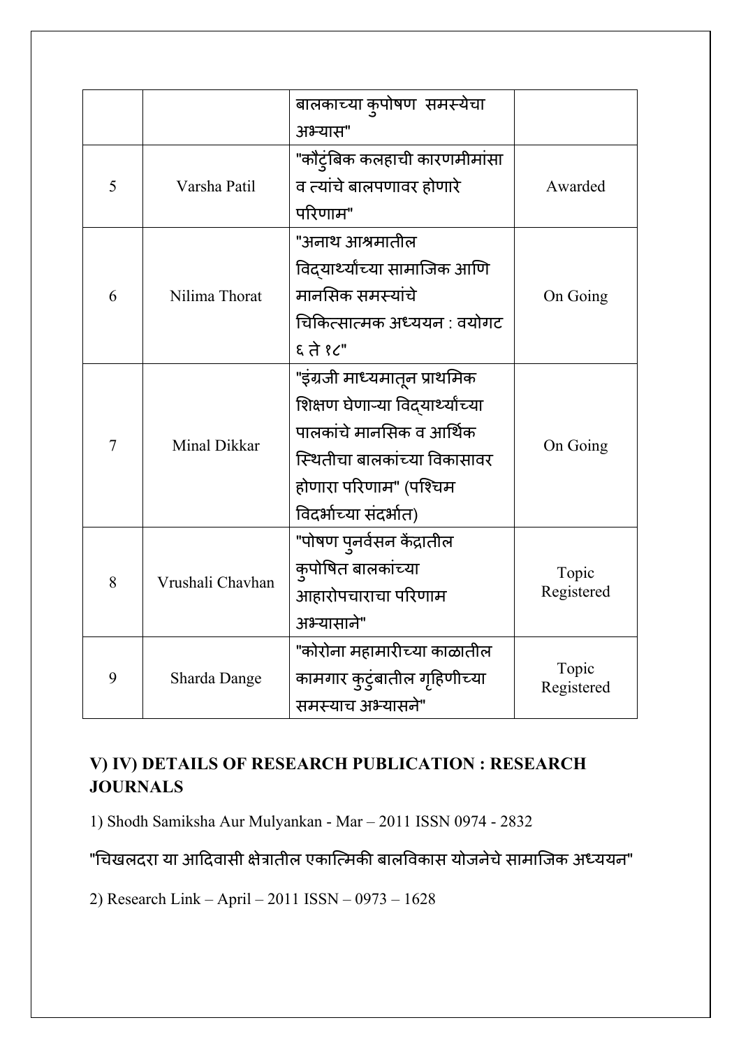|  |  | बालकाच्या कुपोषण  समस्येचा अभ्यास" |  |
|---|---|---|---|
| 5 | Varsha Patil | "कौटुंबिक कलहाची कारणमीमांसा व त्यांचे बालपणावर होणारे परिणाम" | Awarded |
| 6 | Nilima Thorat | "अनाथ आश्रमातील विद्यार्थ्यांच्या सामाजिक आणि मानसिक समस्यांचे चिकित्सात्मक अध्ययन : वयोगट ६ ते १८" | On Going |
| 7 | Minal Dikkar | "इंग्रजी माध्यमातून प्राथमिक शिक्षण घेणाऱ्या विद्यार्थ्यांच्या पालकांचे मानसिक व आर्थिक स्थितीचा बालकांच्या विकासावर होणारा परिणाम" (पश्चिम विदर्भाच्या संदर्भात) | On Going |
| 8 | Vrushali Chavhan | "पोषण पुनर्वसन केंद्रातील कुपोषित बालकांच्या आहारोपचाराचा परिणाम अभ्यासाने" | Topic Registered |
| 9 | Sharda Dange | "कोरोना महामारीच्या काळातील कामगार कुटुंबातील गृहिणीच्या समस्याच अभ्यासने" | Topic Registered |

## V) IV) DETAILS OF RESEARCH PUBLICATION : RESEARCH JOURNALS

1) Shodh Samiksha Aur Mulyankan - Mar – 2011 ISSN 0974 - 2832

"चिखलदरा या आदिवासी क्षेत्रातील एकात्मिकी बालविकास योजनेचे सामाजिक अध्ययन"

2) Research Link – April – 2011 ISSN – 0973 – 1628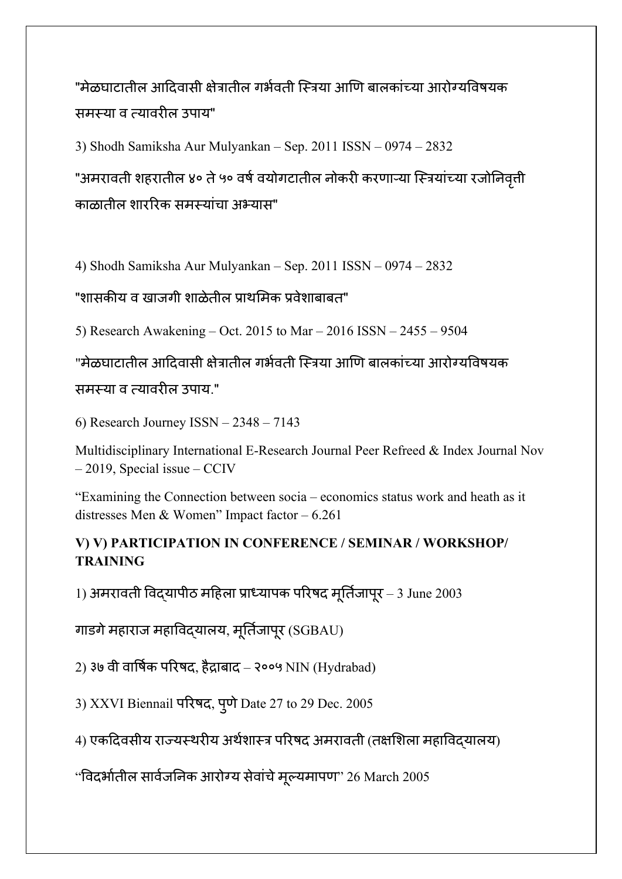"मेळघाटातील आदिवासी क्षेत्रातील गर्भवती स्त्रिया आणि बालकांच्या आरोग्यविषयक समस्या व त्यावरील उपाय"

3) Shodh Samiksha Aur Mulyankan – Sep. 2011 ISSN – 0974 – 2832

"अमरावती शहरातील ४० ते ५० वर्ष वयोगटातील नोकरी करणाऱ्या स्त्रियांच्या रजोनिवृत्ती काळातील शाररिक समस्यांचा अभ्यास"

4) Shodh Samiksha Aur Mulyankan – Sep. 2011 ISSN – 0974 – 2832

"शासकीय व खाजगी शाळेतील प्राथमिक प्रवेशाबाबत"

5) Research Awakening – Oct. 2015 to Mar – 2016 ISSN – 2455 – 9504

"मेळघाटातील आदिवासी क्षेत्रातील गर्भवती स्त्रिया आणि बालकांच्या आरोग्यविषयक समस्या व त्यावरील उपाय."

6) Research Journey ISSN – 2348 – 7143

Multidisciplinary International E-Research Journal Peer Refreed & Index Journal Nov – 2019, Special issue – CCIV

"Examining the Connection between socia – economics status work and heath as it distresses Men & Women" Impact factor – 6.261

**V) V) PARTICIPATION IN CONFERENCE / SEMINAR / WORKSHOP/ TRAINING**

1) अमरावती विद्यापीठ महिला प्राध्यापक परिषद मूर्तिजापूर – 3 June 2003

गाडगे महाराज महाविद्यालय, मूर्तिजापूर (SGBAU)

2) ३७ वी वार्षिक परिषद, हैद्राबाद – २००५ NIN (Hydrabad)

3) XXVI Biennail परिषद, पुणे Date 27 to 29 Dec. 2005

4) एकदिवसीय राज्यस्थरीय अर्थशास्त्र परिषद अमरावती (तक्षशिला महाविद्यालय)

"विदर्भातील सार्वजनिक आरोग्य सेवांचे मूल्यमापण" 26 March 2005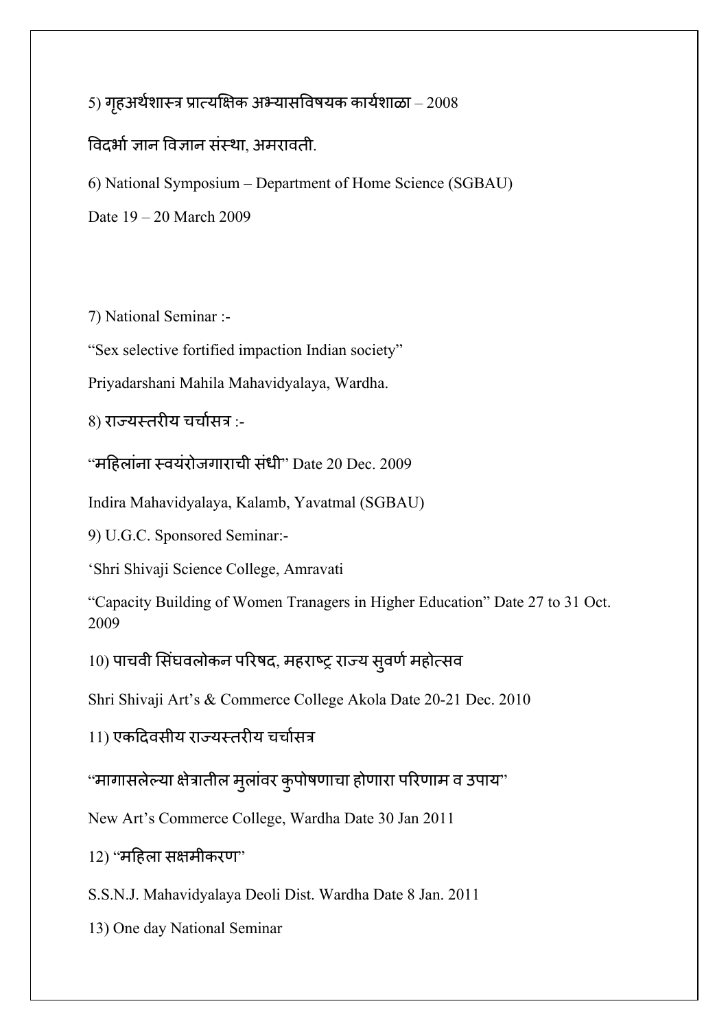5) गृहअर्थशास्त्र प्रात्यक्षिक अभ्यासविषयक कार्यशाळा – 2008

विदर्भा ज्ञान विज्ञान संस्था, अमरावती.

6) National Symposium – Department of Home Science (SGBAU)

Date 19 – 20 March 2009

7) National Seminar :-

"Sex selective fortified impaction Indian society"

Priyadarshani Mahila Mahavidyalaya, Wardha.

8) राज्यस्तरीय चर्चासत्र :-

"महिलांना स्वयंरोजगाराची संधी" Date 20 Dec. 2009

Indira Mahavidyalaya, Kalamb, Yavatmal (SGBAU)

9) U.G.C. Sponsored Seminar:-

'Shri Shivaji Science College, Amravati

"Capacity Building of Women Tranagers in Higher Education" Date 27 to 31 Oct. 2009

10) पाचवी सिंघवलोकन परिषद, महराष्ट्र राज्य सुवर्ण महोत्सव

Shri Shivaji Art's & Commerce College Akola Date 20-21 Dec. 2010

11) एकदिवसीय राज्यस्तरीय चर्चासत्र

"मागासलेल्या क्षेत्रातील मुलांवर कुपोषणाचा होणारा परिणाम व उपाय"

New Art's Commerce College, Wardha Date 30 Jan 2011

12) "महिला सक्षमीकरण"

S.S.N.J. Mahavidyalaya Deoli Dist. Wardha Date 8 Jan. 2011

13) One day National Seminar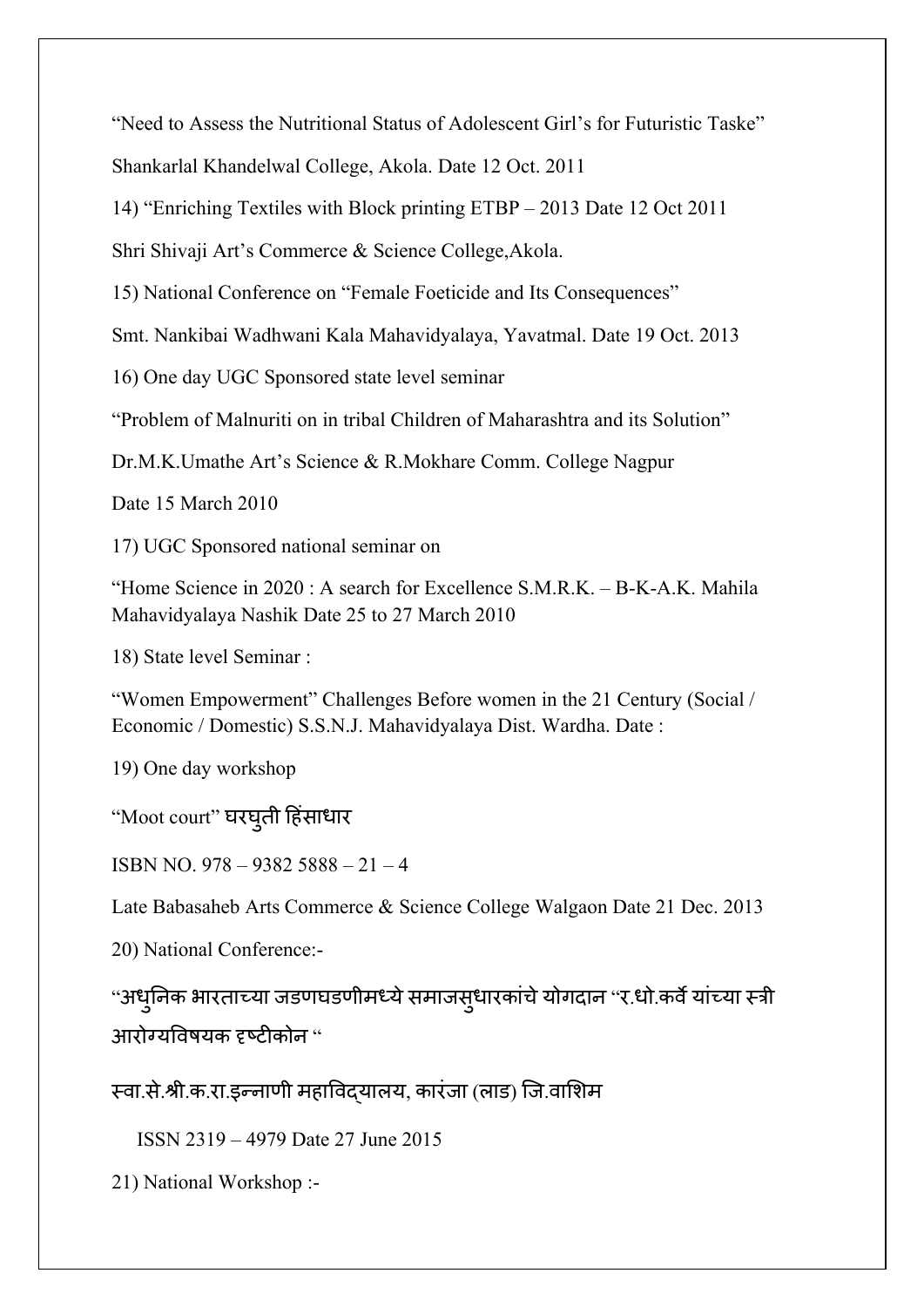"Need to Assess the Nutritional Status of Adolescent Girl's for Futuristic Taske"

Shankarlal Khandelwal College, Akola. Date 12 Oct. 2011

14) "Enriching Textiles with Block printing ETBP – 2013 Date 12 Oct 2011

Shri Shivaji Art's Commerce & Science College,Akola.

15) National Conference on "Female Foeticide and Its Consequences"

Smt. Nankibai Wadhwani Kala Mahavidyalaya, Yavatmal. Date 19 Oct. 2013

16) One day UGC Sponsored state level seminar

"Problem of Malnuriti on in tribal Children of Maharashtra and its Solution"

Dr.M.K.Umathe Art's Science & R.Mokhare Comm. College Nagpur

Date 15 March 2010

17) UGC Sponsored national seminar on

"Home Science in 2020 : A search for Excellence S.M.R.K. – B-K-A.K. Mahila Mahavidyalaya Nashik Date 25 to 27 March 2010

18) State level Seminar :

"Women Empowerment" Challenges Before women in the 21 Century (Social / Economic / Domestic) S.S.N.J. Mahavidyalaya Dist. Wardha. Date :

19) One day workshop

"Moot court" घरघुती हिंसाधार

ISBN NO. 978 – 9382 5888 – 21 – 4

Late Babasaheb Arts Commerce & Science College Walgaon Date 21 Dec. 2013

20) National Conference:-

"अधुनिक भारताच्या जडणघडणीमध्ये समाजसुधारकांचे योगदान "र.धो.कर्वे यांच्या स्त्री आरोग्यविषयक दृष्टीकोन "

स्वा.से.श्री.क.रा.इन्नाणी महाविद्यालय, कारंजा (लाड) जि.वाशिम

ISSN 2319 – 4979 Date 27 June 2015

21) National Workshop :-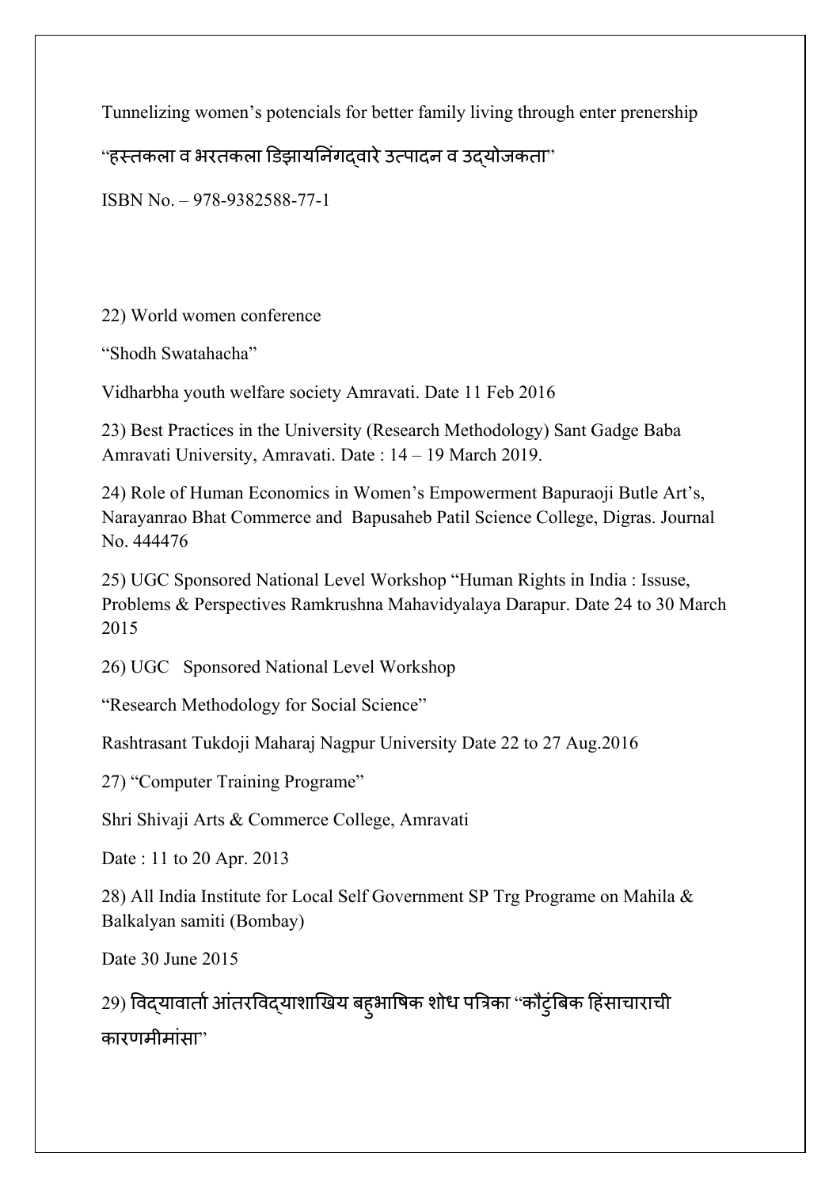Tunnelizing women's potencials for better family living through enter prenership

"हस्तकला व भरतकला डिझायनिंगद्वारे उत्पादन व उद्योजकता"

ISBN No. – 978-9382588-77-1

22) World women conference

"Shodh Swatahacha"

Vidharbha youth welfare society Amravati. Date 11 Feb 2016

23) Best Practices in the University (Research Methodology) Sant Gadge Baba Amravati University, Amravati. Date : 14 – 19 March 2019.

24) Role of Human Economics in Women's Empowerment Bapuraoji Butle Art's, Narayanrao Bhat Commerce and Bapusaheb Patil Science College, Digras. Journal No. 444476

25) UGC Sponsored National Level Workshop "Human Rights in India : Issuse, Problems & Perspectives Ramkrushna Mahavidyalaya Darapur. Date 24 to 30 March 2015

26) UGC Sponsored National Level Workshop

"Research Methodology for Social Science"

Rashtrasant Tukdoji Maharaj Nagpur University Date 22 to 27 Aug.2016

27) "Computer Training Programe"

Shri Shivaji Arts & Commerce College, Amravati

Date : 11 to 20 Apr. 2013

28) All India Institute for Local Self Government SP Trg Programe on Mahila & Balkalyan samiti (Bombay)

Date 30 June 2015

29) विद्यावार्ता आंतरविद्याशाखिय बहुभाषिक शोध पत्रिका "कौटुंबिक हिंसाचाराची कारणमीमांसा"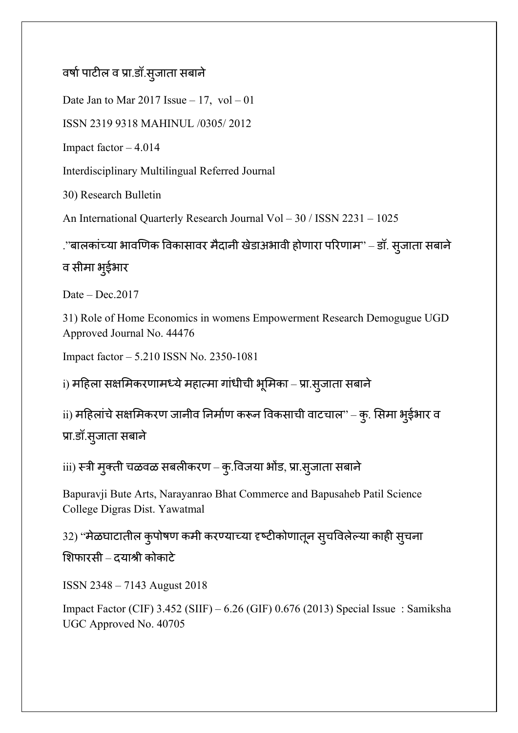वर्षा पाटील व प्रा.डॉ.सुजाता सबाने

Date Jan to Mar 2017 Issue – 17, vol – 01

ISSN 2319 9318 MAHINUL /0305/ 2012

Impact factor – 4.014

Interdisciplinary Multilingual Referred Journal

30) Research Bulletin

An International Quarterly Research Journal Vol – 30 / ISSN 2231 – 1025

."बालकांच्या भावणिक विकासावर मैदानी खेडाअभावी होणारा परिणाम" – डॉ. सुजाता सबाने व सीमा भुईभार

Date – Dec.2017

31) Role of Home Economics in womens Empowerment Research Demogugue UGD Approved Journal No. 44476

Impact factor – 5.210 ISSN No. 2350-1081

i) महिला सक्षमिकरणामध्ये महात्मा गांधीची भूमिका – प्रा.सुजाता सबाने

ii) महिलांचे सक्षमिकरण जानीव निर्माण करून विकसाची वाटचाल" – कु. सिमा भुईभार व प्रा.डॉ.सुजाता सबाने

iii) स्त्री मुक्ती चळवळ सबलीकरण – कु.विजया भोंड, प्रा.सुजाता सबाने

Bapuravji Bute Arts, Narayanrao Bhat Commerce and Bapusaheb Patil Science College Digras Dist. Yawatmal

32) "मेळघाटातील कुपोषण कमी करण्याच्या दृष्टीकोणातून सुचविलेल्या काही सुचना शिफारसी – दयाश्री कोकाटे

ISSN 2348 – 7143 August 2018

Impact Factor (CIF) 3.452 (SIIF) – 6.26 (GIF) 0.676 (2013) Special Issue : Samiksha UGC Approved No. 40705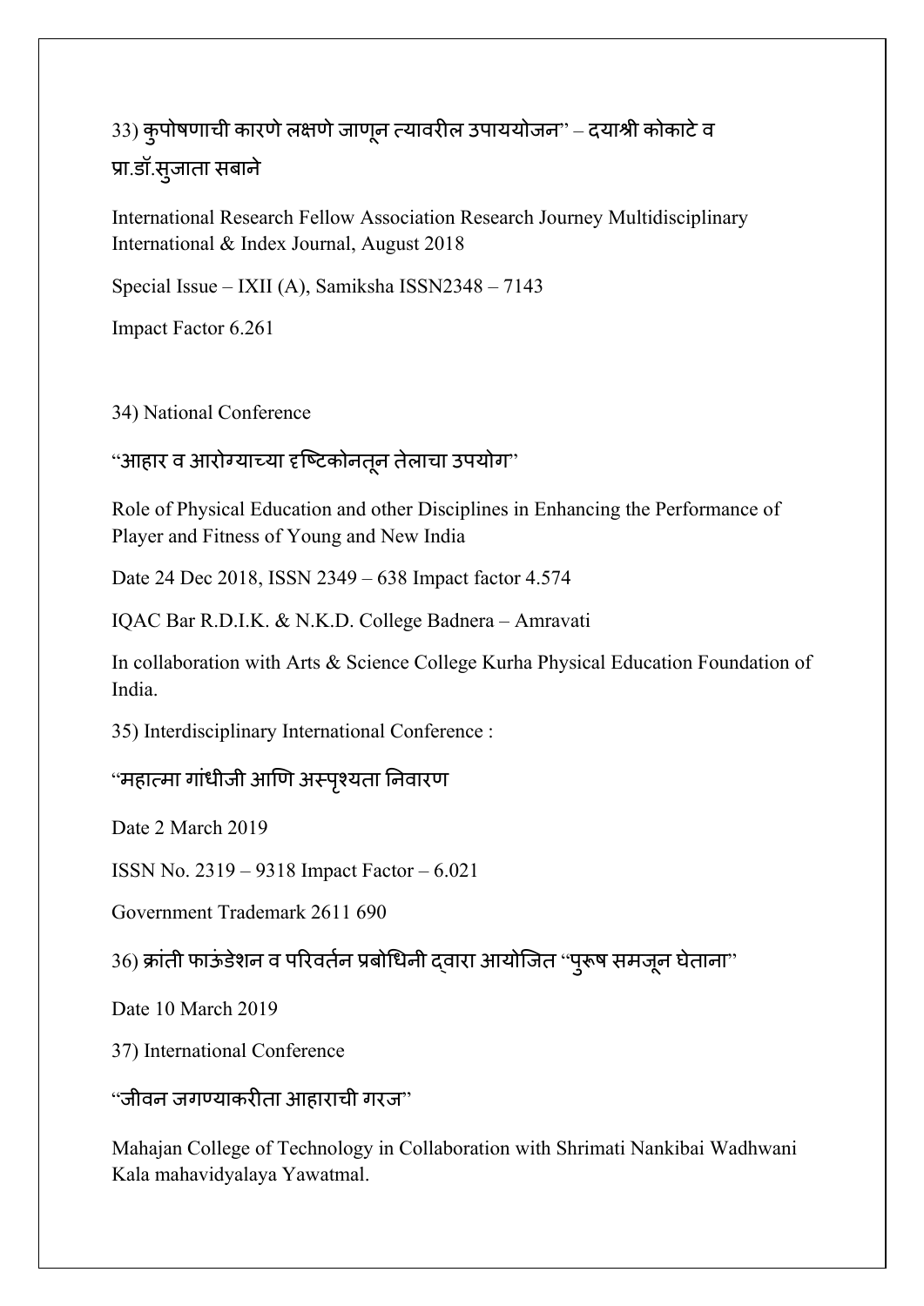33) कुपोषणाची कारणे लक्षणे जाणून त्यावरील उपाययोजन" – दयाश्री कोकाटे व प्रा.डॉ.सुजाता सबाने

International Research Fellow Association Research Journey Multidisciplinary International & Index Journal, August 2018

Special Issue – IXII (A), Samiksha ISSN2348 – 7143

Impact Factor 6.261

34) National Conference

"आहार व आरोग्याच्या दृष्टिकोनतून तेलाचा उपयोग"

Role of Physical Education and other Disciplines in Enhancing the Performance of Player and Fitness of Young and New India

Date 24 Dec 2018, ISSN 2349 – 638 Impact factor 4.574

IQAC Bar R.D.I.K. & N.K.D. College Badnera – Amravati

In collaboration with Arts & Science College Kurha Physical Education Foundation of India.

35) Interdisciplinary International Conference :

"महात्मा गांधीजी आणि अस्पृश्यता निवारण

Date 2 March 2019

ISSN No. 2319 – 9318 Impact Factor – 6.021

Government Trademark 2611 690

36) क्रांती फाऊंडेशन व परिवर्तन प्रबोधिनी द्वारा आयोजित "पुरूष समजून घेताना"

Date 10 March 2019

37) International Conference

"जीवन जगण्याकरीता आहाराची गरज"

Mahajan College of Technology in Collaboration with Shrimati Nankibai Wadhwani Kala mahavidyalaya Yawatmal.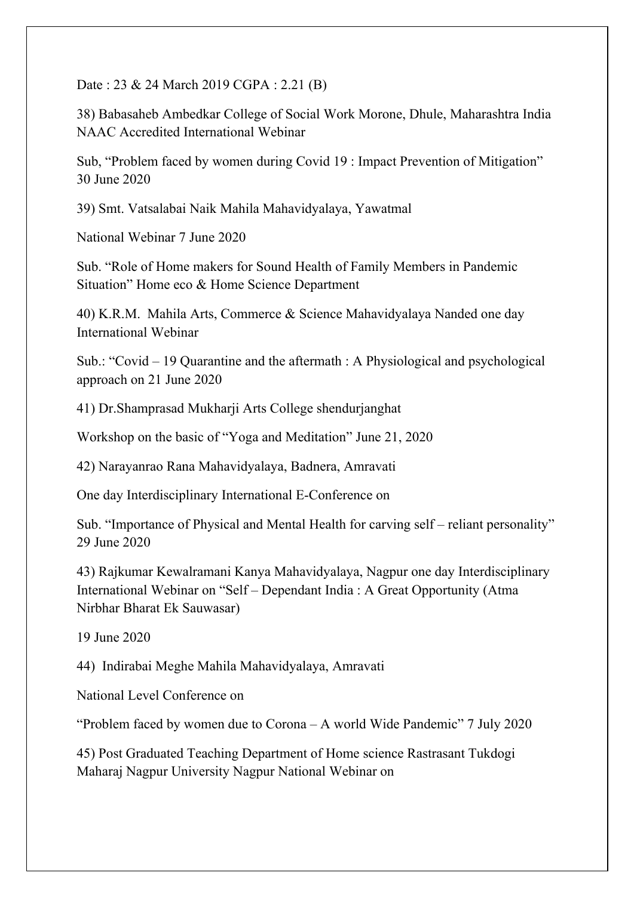Date : 23 & 24 March 2019 CGPA : 2.21 (B)

38) Babasaheb Ambedkar College of Social Work Morone, Dhule, Maharashtra India NAAC Accredited International Webinar

Sub, "Problem faced by women during Covid 19 : Impact Prevention of Mitigation" 30 June 2020

39) Smt. Vatsalabai Naik Mahila Mahavidyalaya, Yawatmal

National Webinar 7 June 2020

Sub. "Role of Home makers for Sound Health of Family Members in Pandemic Situation" Home eco & Home Science Department

40) K.R.M. Mahila Arts, Commerce & Science Mahavidyalaya Nanded one day International Webinar

Sub.: "Covid – 19 Quarantine and the aftermath : A Physiological and psychological approach on 21 June 2020

41) Dr.Shamprasad Mukharji Arts College shendurjanghat

Workshop on the basic of "Yoga and Meditation" June 21, 2020

42) Narayanrao Rana Mahavidyalaya, Badnera, Amravati

One day Interdisciplinary International E-Conference on

Sub. "Importance of Physical and Mental Health for carving self – reliant personality" 29 June 2020

43) Rajkumar Kewalramani Kanya Mahavidyalaya, Nagpur one day Interdisciplinary International Webinar on "Self – Dependant India : A Great Opportunity (Atma Nirbhar Bharat Ek Sauwasar)

19 June 2020

44) Indirabai Meghe Mahila Mahavidyalaya, Amravati

National Level Conference on

"Problem faced by women due to Corona – A world Wide Pandemic" 7 July 2020

45) Post Graduated Teaching Department of Home science Rastrasant Tukdogi Maharaj Nagpur University Nagpur National Webinar on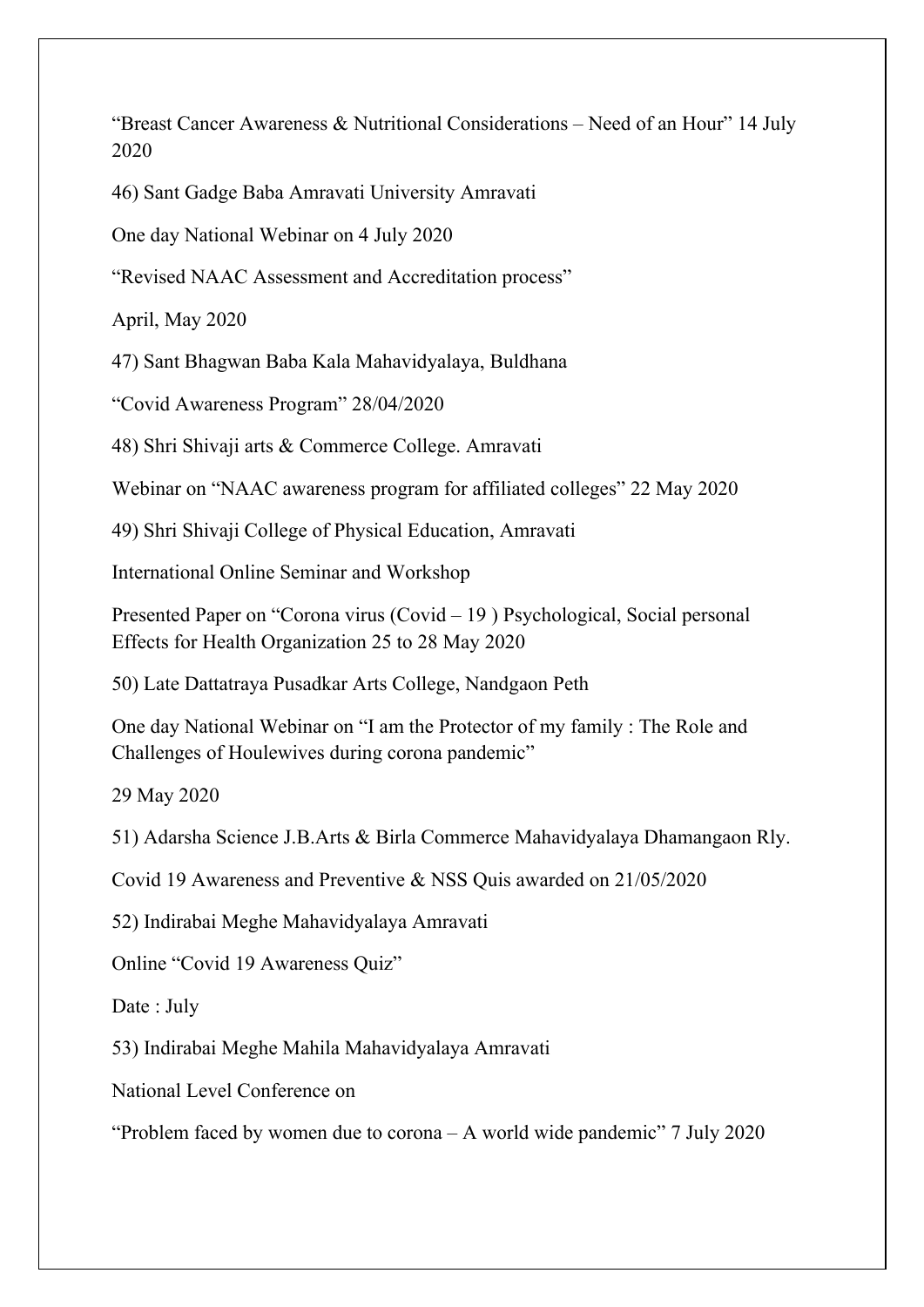“Breast Cancer Awareness & Nutritional Considerations – Need of an Hour” 14 July 2020

46) Sant Gadge Baba Amravati University Amravati

One day National Webinar on 4 July 2020

“Revised NAAC Assessment and Accreditation process”

April, May 2020

47) Sant Bhagwan Baba Kala Mahavidyalaya, Buldhana

“Covid Awareness Program” 28/04/2020

48) Shri Shivaji arts & Commerce College. Amravati

Webinar on “NAAC awareness program for affiliated colleges” 22 May 2020

49) Shri Shivaji College of Physical Education, Amravati

International Online Seminar and Workshop

Presented Paper on “Corona virus (Covid – 19 ) Psychological, Social personal Effects for Health Organization 25 to 28 May 2020

50) Late Dattatraya Pusadkar Arts College, Nandgaon Peth

One day National Webinar on “I am the Protector of my family : The Role and Challenges of Houlewives during corona pandemic”

29 May 2020

51) Adarsha Science J.B.Arts & Birla Commerce Mahavidyalaya Dhamangaon Rly.

Covid 19 Awareness and Preventive & NSS Quis awarded on 21/05/2020

52) Indirabai Meghe Mahavidyalaya Amravati

Online “Covid 19 Awareness Quiz”

Date : July

53) Indirabai Meghe Mahila Mahavidyalaya Amravati

National Level Conference on

“Problem faced by women due to corona – A world wide pandemic” 7 July 2020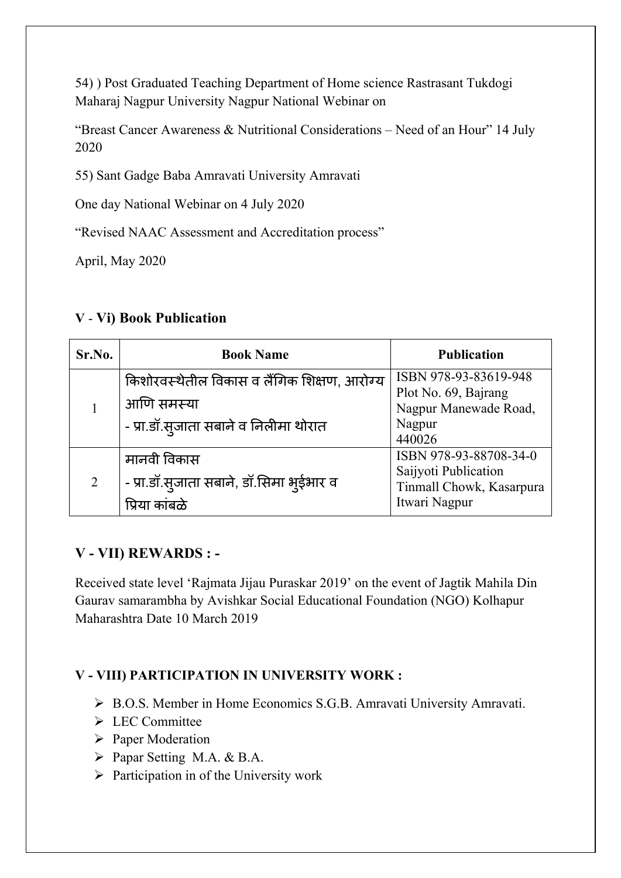54) ) Post Graduated Teaching Department of Home science Rastrasant Tukdogi Maharaj Nagpur University Nagpur National Webinar on

“Breast Cancer Awareness & Nutritional Considerations – Need of an Hour” 14 July 2020

55) Sant Gadge Baba Amravati University Amravati

One day National Webinar on 4 July 2020

“Revised NAAC Assessment and Accreditation process”

April, May 2020

### V - Vi) Book Publication

| Sr.No. | Book Name | Publication |
|---|---|---|
| 1 | किशोरवस्थेतील विकास व लैंगिक शिक्षण, आरोग्य आणि समस्या<br>- प्रा.डॉ.सुजाता सबाने व निलीमा थोरात | ISBN 978-93-83619-948<br>Plot No. 69, Bajrang Nagpur Manewade Road, Nagpur<br>440026 |
| 2 | मानवी विकास<br>- प्रा.डॉ.सुजाता सबाने, डॉ.सिमा भुईभार व प्रिया कांबळे | ISBN 978-93-88708-34-0<br>Saijyoti Publication<br>Tinmall Chowk, Kasarpura<br>Itwari Nagpur |

## V - VII) REWARDS : -

Received state level ‘Rajmata Jijau Puraskar 2019’ on the event of Jagtik Mahila Din Gaurav samarambha by Avishkar Social Educational Foundation (NGO) Kolhapur Maharashtra Date 10 March 2019

### V - VIII) PARTICIPATION IN UNIVERSITY WORK :

- B.O.S. Member in Home Economics S.G.B. Amravati University Amravati.
- LEC Committee
- Paper Moderation
- Papar Setting M.A. & B.A.
- Participation in of the University work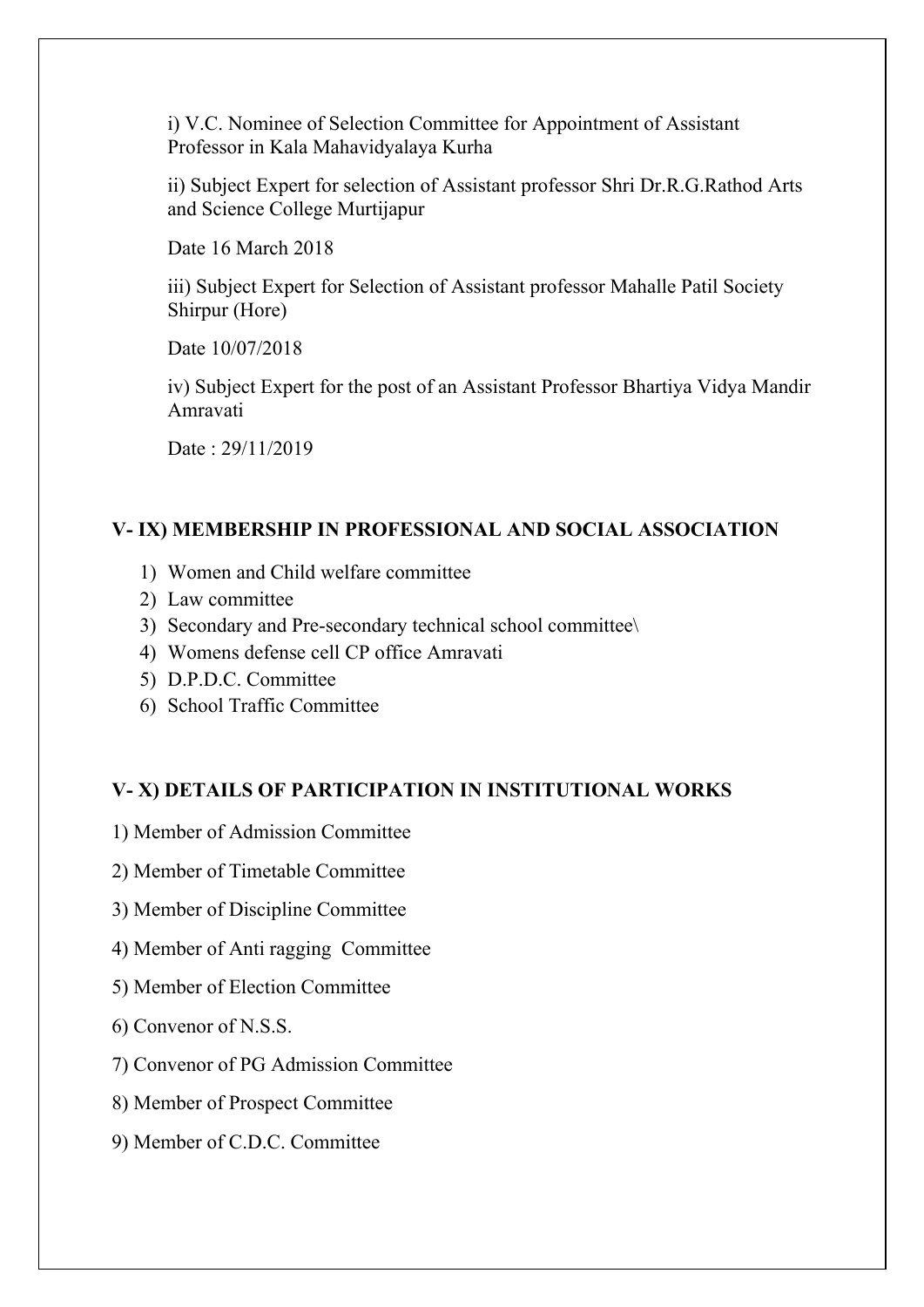i) V.C. Nominee of Selection Committee for Appointment of Assistant Professor in Kala Mahavidyalaya Kurha

ii) Subject Expert for selection of Assistant professor Shri Dr.R.G.Rathod Arts and Science College Murtijapur

Date 16 March 2018

iii) Subject Expert for Selection of Assistant professor Mahalle Patil Society Shirpur (Hore)

Date 10/07/2018

iv) Subject Expert for the post of an Assistant Professor Bhartiya Vidya Mandir Amravati

Date : 29/11/2019

## V- IX) MEMBERSHIP IN PROFESSIONAL AND SOCIAL ASSOCIATION

1) Women and Child welfare committee
2) Law committee
3) Secondary and Pre-secondary technical school committee\
4) Womens defense cell CP office Amravati
5) D.P.D.C. Committee
6) School Traffic Committee

## V- X) DETAILS OF PARTICIPATION IN INSTITUTIONAL WORKS

1) Member of Admission Committee

2) Member of Timetable Committee

3) Member of Discipline Committee

4) Member of Anti ragging Committee

5) Member of Election Committee

6) Convenor of N.S.S.

7) Convenor of PG Admission Committee

8) Member of Prospect Committee

9) Member of C.D.C. Committee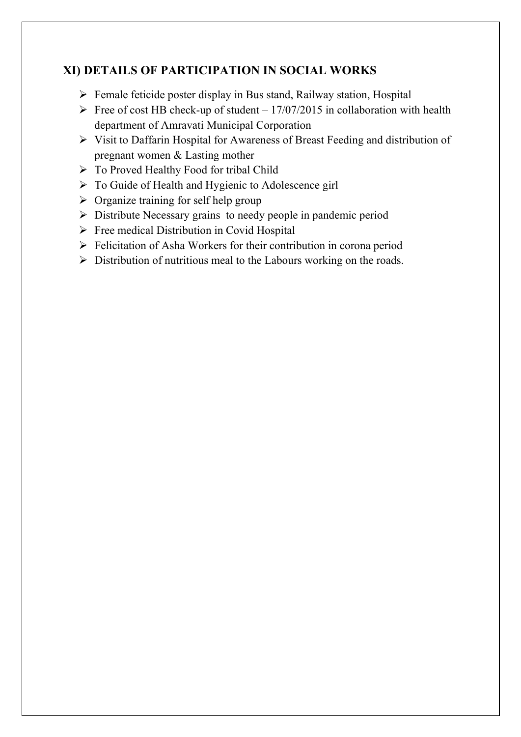## XI) DETAILS OF PARTICIPATION IN SOCIAL WORKS

- Female feticide poster display in Bus stand, Railway station, Hospital
- Free of cost HB check-up of student – 17/07/2015 in collaboration with health department of Amravati Municipal Corporation
- Visit to Daffarin Hospital for Awareness of Breast Feeding and distribution of pregnant women & Lasting mother
- To Proved Healthy Food for tribal Child
- To Guide of Health and Hygienic to Adolescence girl
- Organize training for self help group
- Distribute Necessary grains to needy people in pandemic period
- Free medical Distribution in Covid Hospital
- Felicitation of Asha Workers for their contribution in corona period
- Distribution of nutritious meal to the Labours working on the roads.